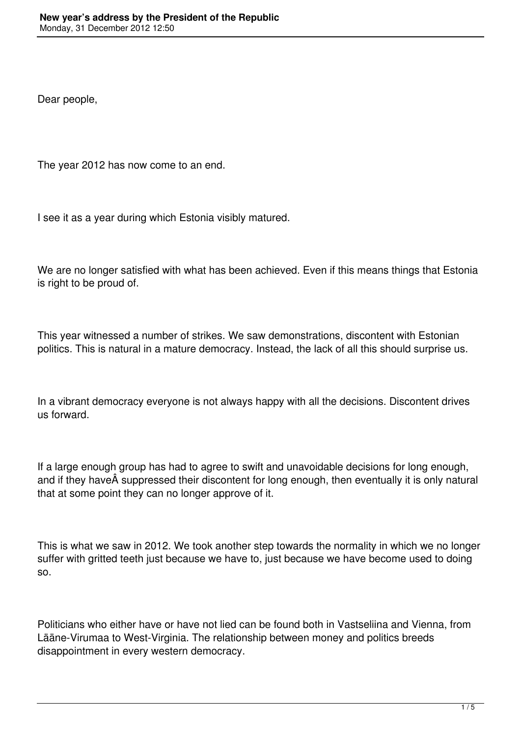Dear people,

The year 2012 has now come to an end.

I see it as a year during which Estonia visibly matured.

We are no longer satisfied with what has been achieved. Even if this means things that Estonia is right to be proud of.

This year witnessed a number of strikes. We saw demonstrations, discontent with Estonian politics. This is natural in a mature democracy. Instead, the lack of all this should surprise us.

In a vibrant democracy everyone is not always happy with all the decisions. Discontent drives us forward.

If a large enough group has had to agree to swift and unavoidable decisions for long enough, and if they haveÂ suppressed their discontent for long enough, then eventually it is only natural that at some point they can no longer approve of it.

This is what we saw in 2012. We took another step towards the normality in which we no longer suffer with gritted teeth just because we have to, just because we have become used to doing so.

Politicians who either have or have not lied can be found both in Vastseliina and Vienna, from Lääne-Virumaa to West-Virginia. The relationship between money and politics breeds disappointment in every western democracy.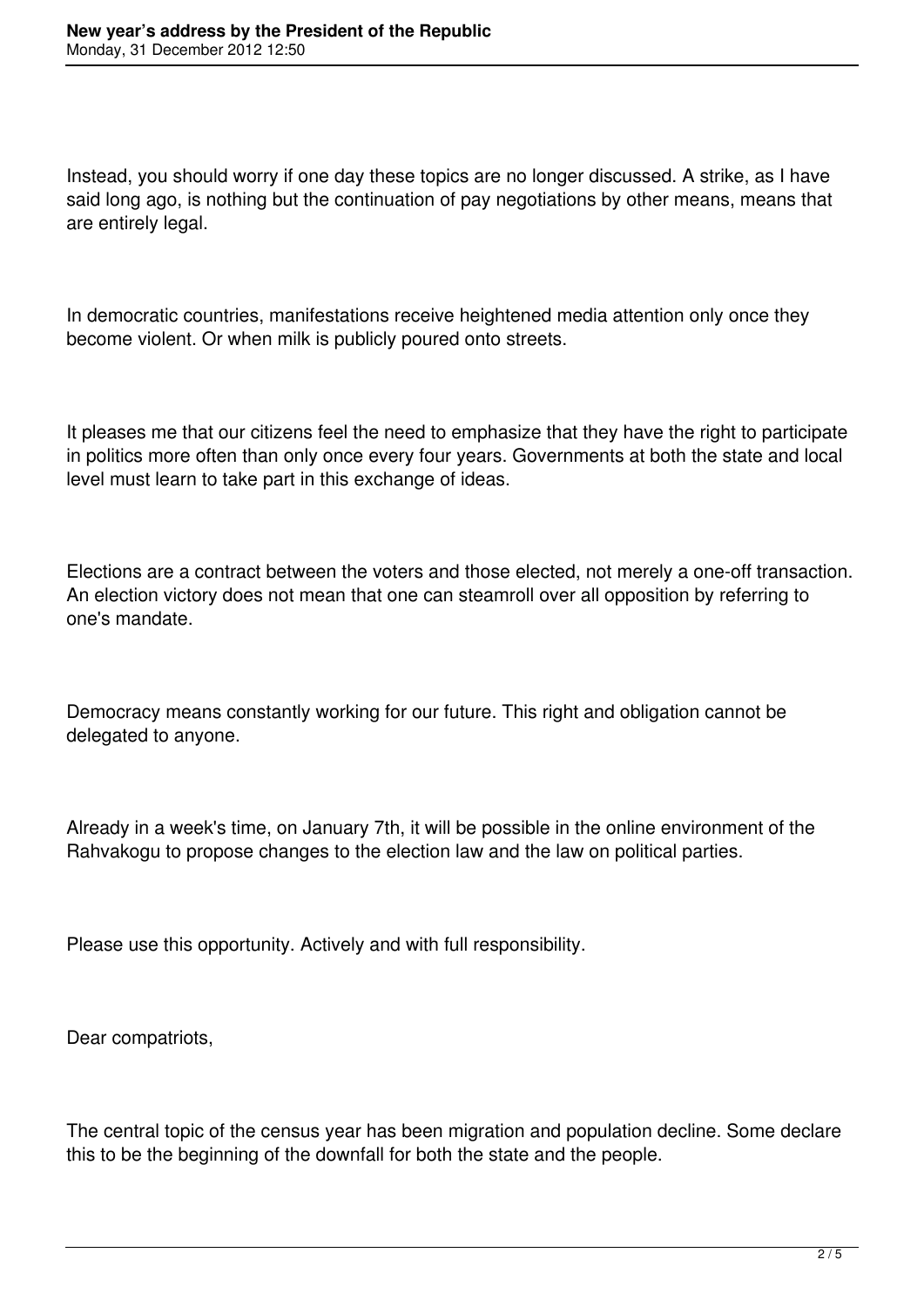Instead, you should worry if one day these topics are no longer discussed. A strike, as I have said long ago, is nothing but the continuation of pay negotiations by other means, means that are entirely legal.

In democratic countries, manifestations receive heightened media attention only once they become violent. Or when milk is publicly poured onto streets.

It pleases me that our citizens feel the need to emphasize that they have the right to participate in politics more often than only once every four years. Governments at both the state and local level must learn to take part in this exchange of ideas.

Elections are a contract between the voters and those elected, not merely a one-off transaction. An election victory does not mean that one can steamroll over all opposition by referring to one's mandate.

Democracy means constantly working for our future. This right and obligation cannot be delegated to anyone.

Already in a week's time, on January 7th, it will be possible in the online environment of the Rahvakogu to propose changes to the election law and the law on political parties.

Please use this opportunity. Actively and with full responsibility.

Dear compatriots,

The central topic of the census year has been migration and population decline. Some declare this to be the beginning of the downfall for both the state and the people.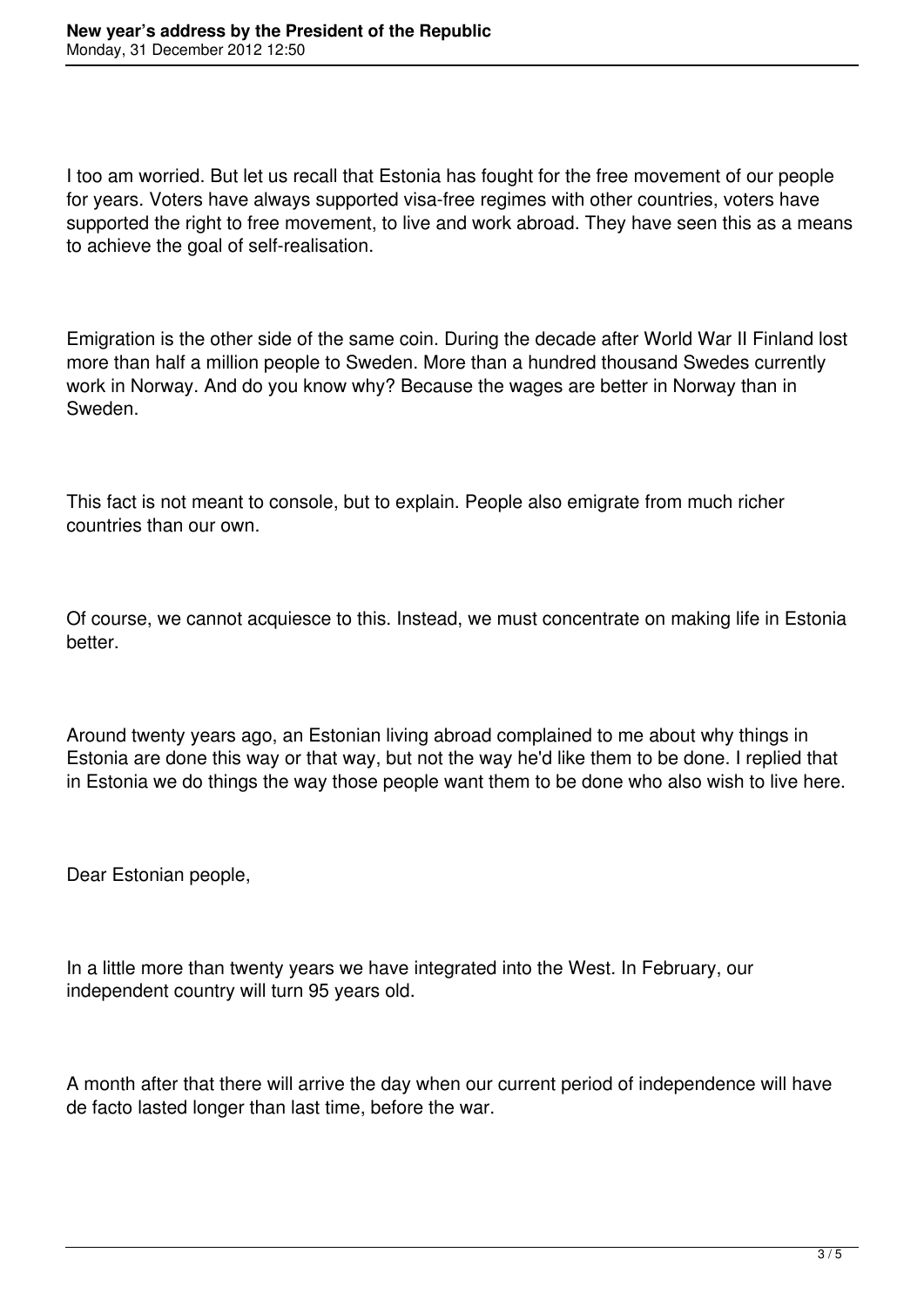I too am worried. But let us recall that Estonia has fought for the free movement of our people for years. Voters have always supported visa-free regimes with other countries, voters have supported the right to free movement, to live and work abroad. They have seen this as a means to achieve the goal of self-realisation.

Emigration is the other side of the same coin. During the decade after World War II Finland lost more than half a million people to Sweden. More than a hundred thousand Swedes currently work in Norway. And do you know why? Because the wages are better in Norway than in Sweden.

This fact is not meant to console, but to explain. People also emigrate from much richer countries than our own.

Of course, we cannot acquiesce to this. Instead, we must concentrate on making life in Estonia better.

Around twenty years ago, an Estonian living abroad complained to me about why things in Estonia are done this way or that way, but not the way he'd like them to be done. I replied that in Estonia we do things the way those people want them to be done who also wish to live here.

Dear Estonian people,

In a little more than twenty years we have integrated into the West. In February, our independent country will turn 95 years old.

A month after that there will arrive the day when our current period of independence will have de facto lasted longer than last time, before the war.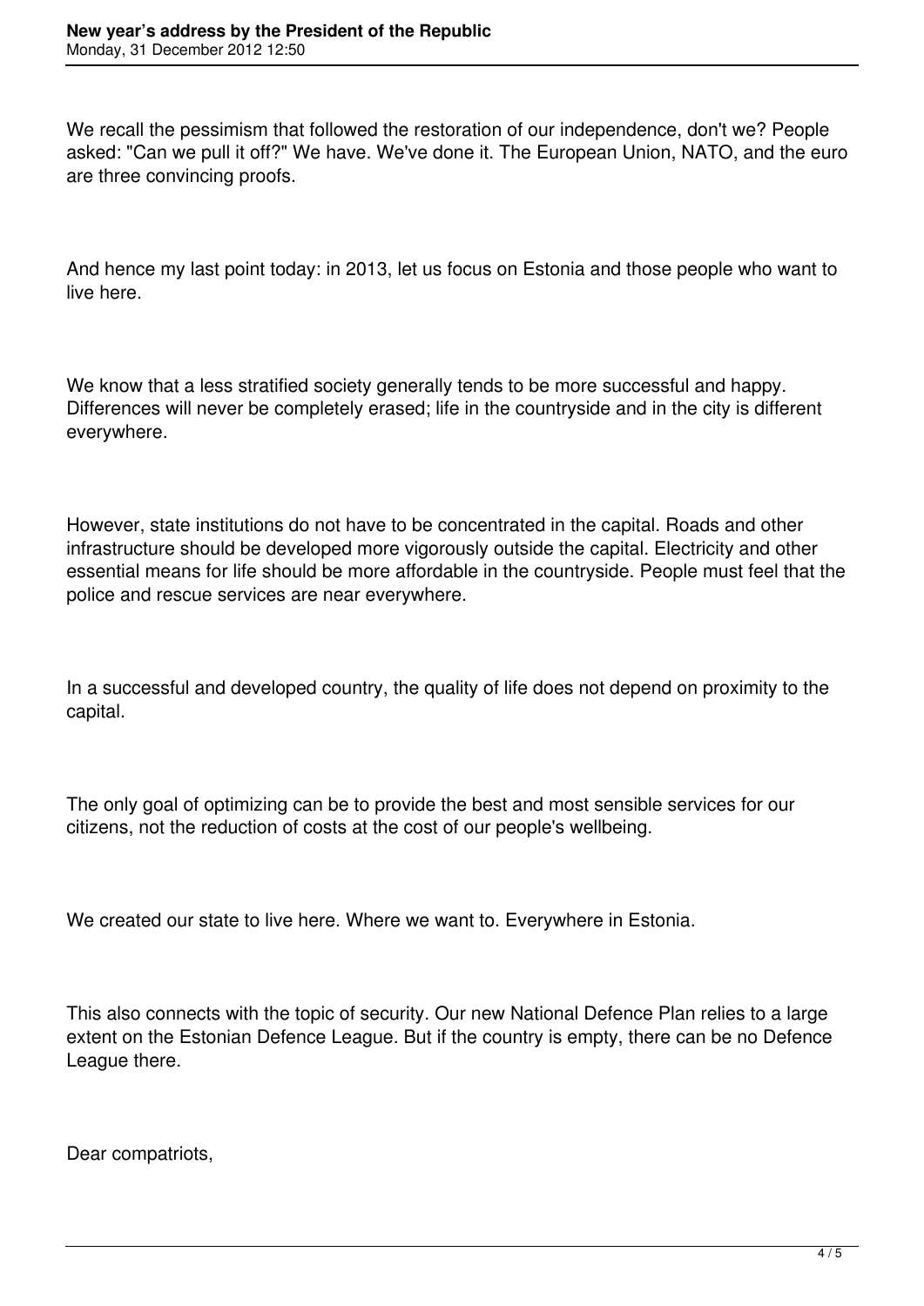We recall the pessimism that followed the restoration of our independence, don't we? People asked: "Can we pull it off?" We have. We've done it. The European Union, NATO, and the euro are three convincing proofs.

And hence my last point today: in 2013, let us focus on Estonia and those people who want to live here.

We know that a less stratified society generally tends to be more successful and happy. Differences will never be completely erased; life in the countryside and in the city is different everywhere.

However, state institutions do not have to be concentrated in the capital. Roads and other infrastructure should be developed more vigorously outside the capital. Electricity and other essential means for life should be more affordable in the countryside. People must feel that the police and rescue services are near everywhere.

In a successful and developed country, the quality of life does not depend on proximity to the capital.

The only goal of optimizing can be to provide the best and most sensible services for our citizens, not the reduction of costs at the cost of our people's wellbeing.

We created our state to live here. Where we want to. Everywhere in Estonia.

This also connects with the topic of security. Our new National Defence Plan relies to a large extent on the Estonian Defence League. But if the country is empty, there can be no Defence League there.

Dear compatriots,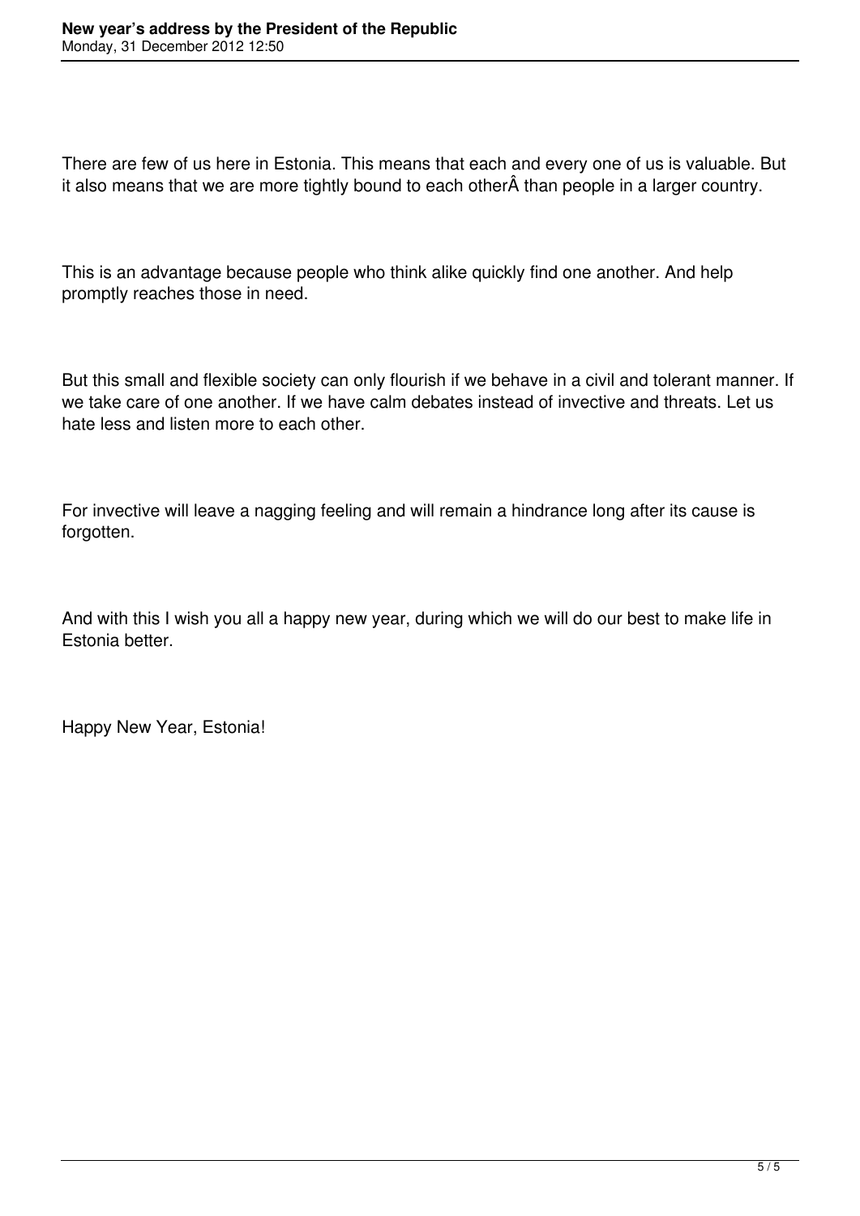There are few of us here in Estonia. This means that each and every one of us is valuable. But it also means that we are more tightly bound to each otherÂ than people in a larger country.

This is an advantage because people who think alike quickly find one another. And help promptly reaches those in need.

But this small and flexible society can only flourish if we behave in a civil and tolerant manner. If we take care of one another. If we have calm debates instead of invective and threats. Let us hate less and listen more to each other.

For invective will leave a nagging feeling and will remain a hindrance long after its cause is forgotten.

And with this I wish you all a happy new year, during which we will do our best to make life in Estonia better.

Happy New Year, Estonia!